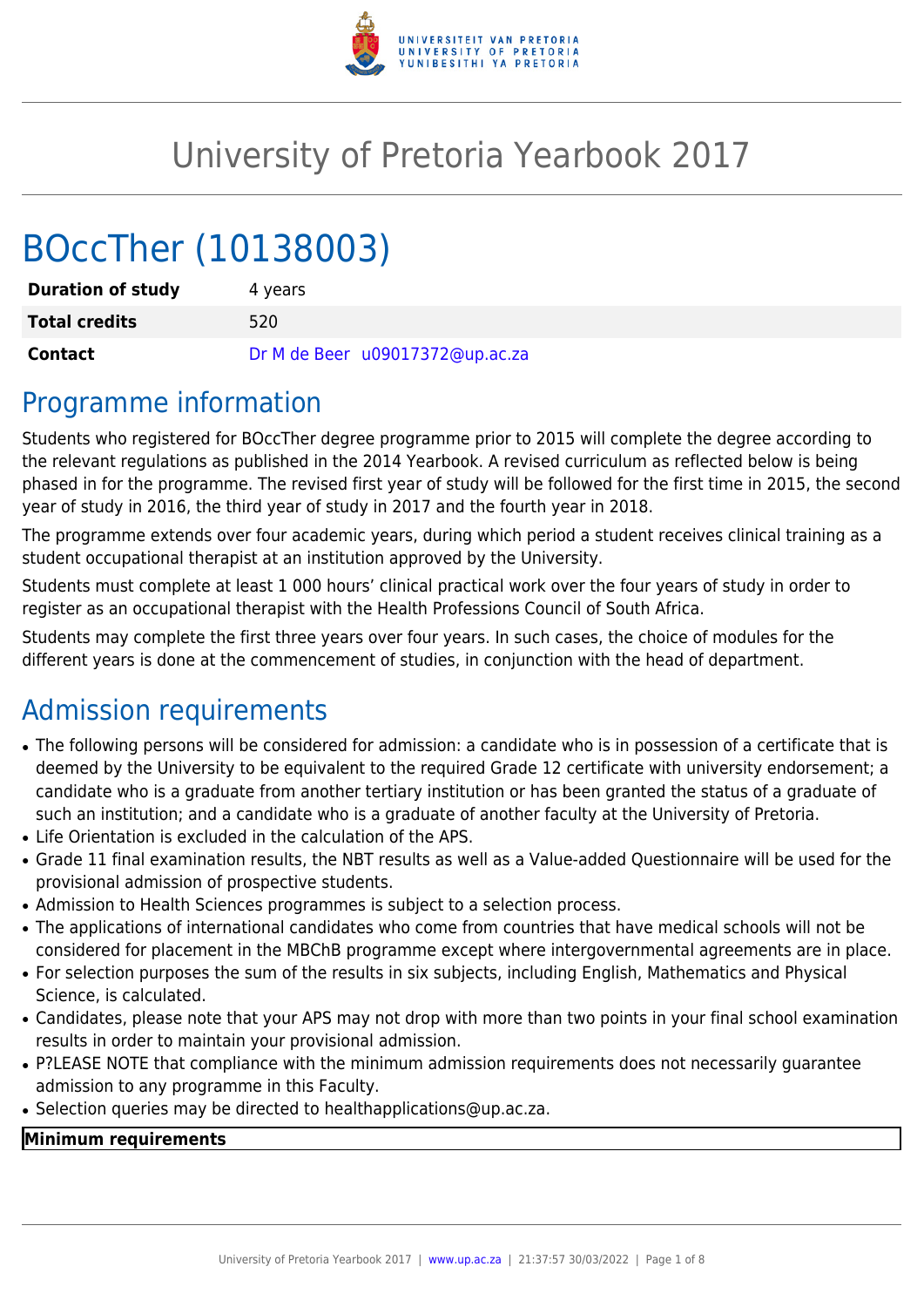# University of Pretoria Yearbook 2017

# BOccTher (10138003)

| | |
|---|---|
| **Duration of study** | 4 years |
| **Total credits** | 520 |
| **Contact** | Dr M de Beer u09017372@up.ac.za |

## Programme information

Students who registered for BOccTher degree programme prior to 2015 will complete the degree according to the relevant regulations as published in the 2014 Yearbook. A revised curriculum as reflected below is being phased in for the programme. The revised first year of study will be followed for the first time in 2015, the second year of study in 2016, the third year of study in 2017 and the fourth year in 2018.

The programme extends over four academic years, during which period a student receives clinical training as a student occupational therapist at an institution approved by the University.

Students must complete at least 1 000 hours' clinical practical work over the four years of study in order to register as an occupational therapist with the Health Professions Council of South Africa.

Students may complete the first three years over four years. In such cases, the choice of modules for the different years is done at the commencement of studies, in conjunction with the head of department.

## Admission requirements

- The following persons will be considered for admission: a candidate who is in possession of a certificate that is deemed by the University to be equivalent to the required Grade 12 certificate with university endorsement; a candidate who is a graduate from another tertiary institution or has been granted the status of a graduate of such an institution; and a candidate who is a graduate of another faculty at the University of Pretoria.
- Life Orientation is excluded in the calculation of the APS.
- Grade 11 final examination results, the NBT results as well as a Value-added Questionnaire will be used for the provisional admission of prospective students.
- Admission to Health Sciences programmes is subject to a selection process.
- The applications of international candidates who come from countries that have medical schools will not be considered for placement in the MBChB programme except where intergovernmental agreements are in place.
- For selection purposes the sum of the results in six subjects, including English, Mathematics and Physical Science, is calculated.
- Candidates, please note that your APS may not drop with more than two points in your final school examination results in order to maintain your provisional admission.
- P?LEASE NOTE that compliance with the minimum admission requirements does not necessarily guarantee admission to any programme in this Faculty.
- Selection queries may be directed to healthapplications@up.ac.za.

| **Minimum requirements** |
|---|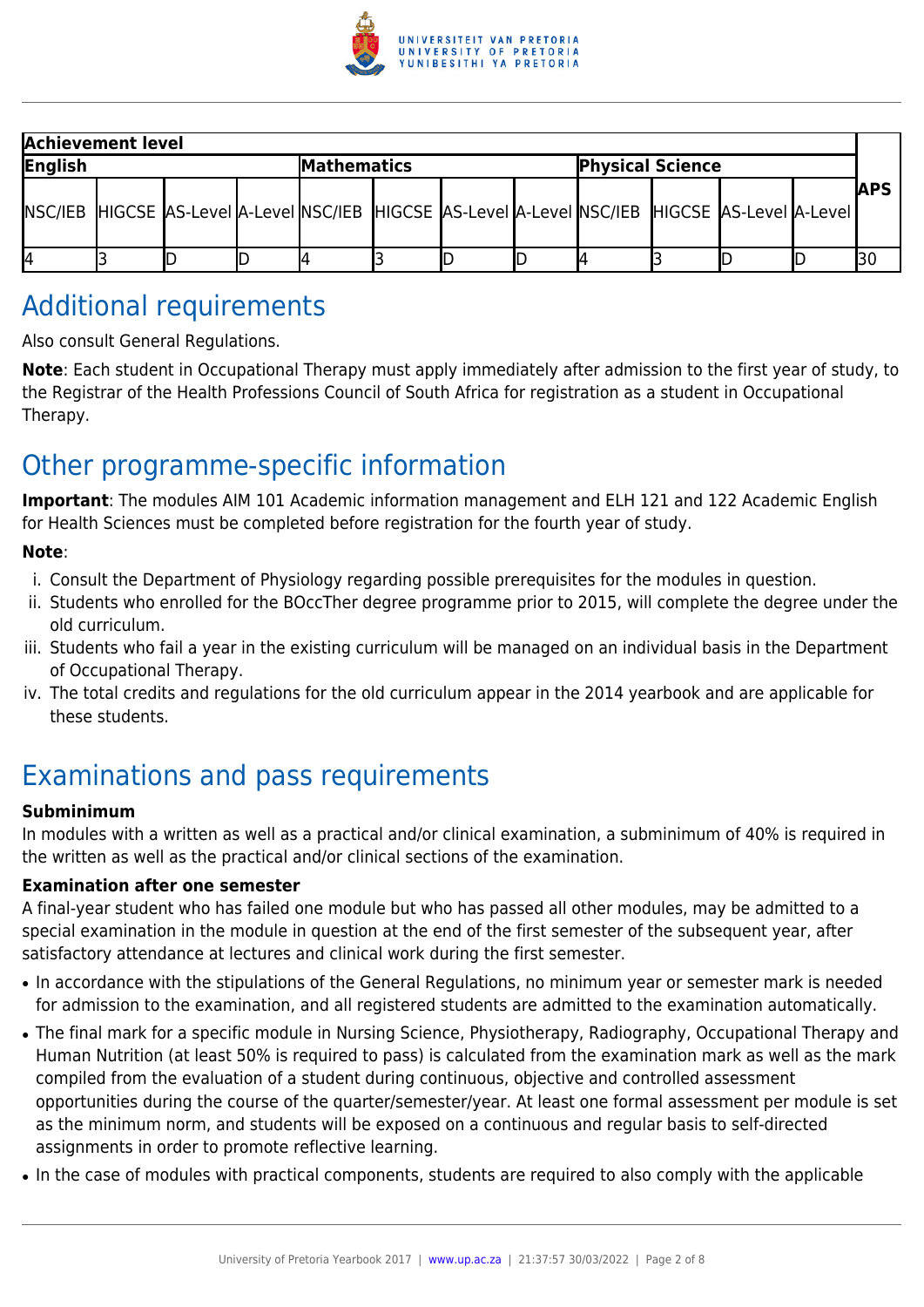| Achievement level | | | | | | | | | | | | |
|---|---|---|---|---|---|---|---|---|---|---|---|---|
| English | | | | Mathematics | | | | Physical Science | | | | APS |
| NSC/IEB | HIGCSE | AS-Level | A-Level | NSC/IEB | HIGCSE | AS-Level | A-Level | NSC/IEB | HIGCSE | AS-Level | A-Level | |
| 4 | 3 | D | D | 4 | 3 | D | D | 4 | 3 | D | D | 30 |

## Additional requirements

Also consult General Regulations.

**Note**: Each student in Occupational Therapy must apply immediately after admission to the first year of study, to the Registrar of the Health Professions Council of South Africa for registration as a student in Occupational Therapy.

## Other programme-specific information

**Important**: The modules AIM 101 Academic information management and ELH 121 and 122 Academic English for Health Sciences must be completed before registration for the fourth year of study.

**Note**:

i. Consult the Department of Physiology regarding possible prerequisites for the modules in question.
ii. Students who enrolled for the BOccTher degree programme prior to 2015, will complete the degree under the old curriculum.
iii. Students who fail a year in the existing curriculum will be managed on an individual basis in the Department of Occupational Therapy.
iv. The total credits and regulations for the old curriculum appear in the 2014 yearbook and are applicable for these students.

## Examinations and pass requirements

**Subminimum**

In modules with a written as well as a practical and/or clinical examination, a subminimum of 40% is required in the written as well as the practical and/or clinical sections of the examination.

**Examination after one semester**

A final-year student who has failed one module but who has passed all other modules, may be admitted to a special examination in the module in question at the end of the first semester of the subsequent year, after satisfactory attendance at lectures and clinical work during the first semester.

- In accordance with the stipulations of the General Regulations, no minimum year or semester mark is needed for admission to the examination, and all registered students are admitted to the examination automatically.
- The final mark for a specific module in Nursing Science, Physiotherapy, Radiography, Occupational Therapy and Human Nutrition (at least 50% is required to pass) is calculated from the examination mark as well as the mark compiled from the evaluation of a student during continuous, objective and controlled assessment opportunities during the course of the quarter/semester/year. At least one formal assessment per module is set as the minimum norm, and students will be exposed on a continuous and regular basis to self-directed assignments in order to promote reflective learning.
- In the case of modules with practical components, students are required to also comply with the applicable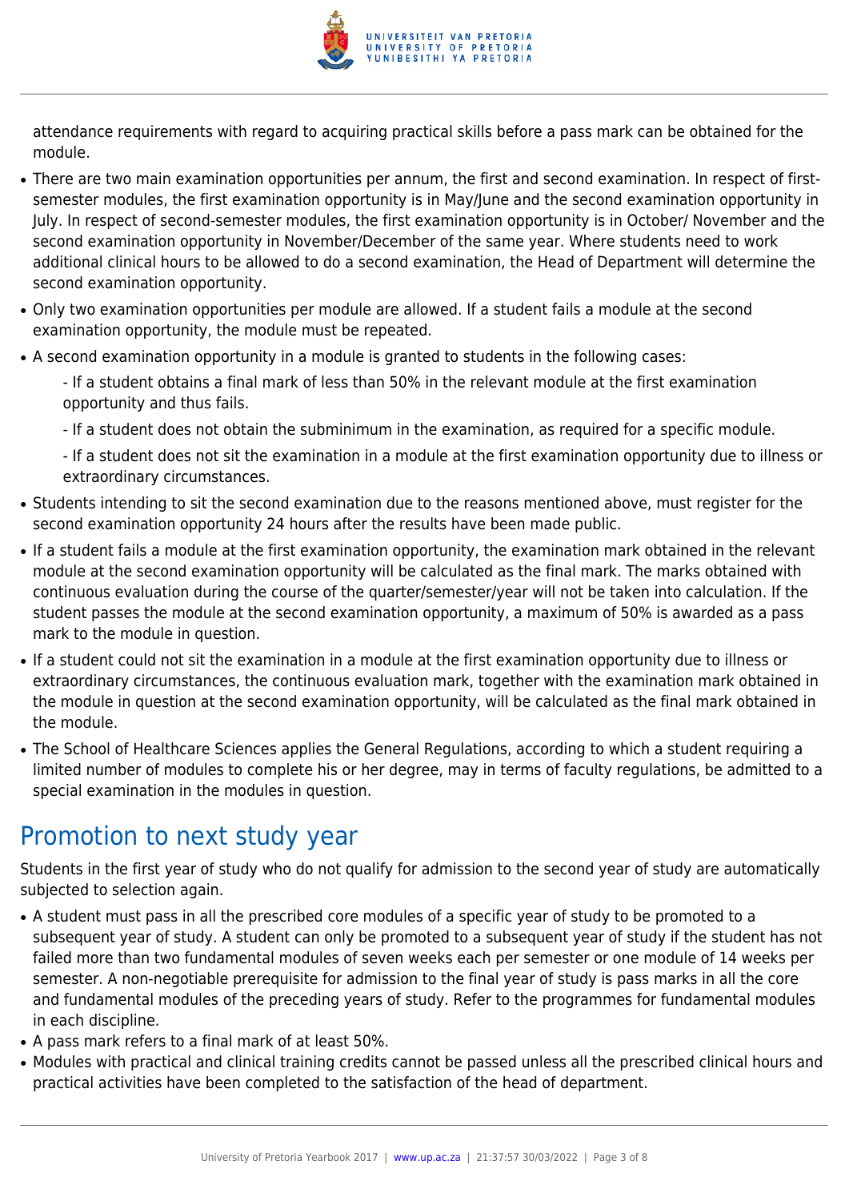attendance requirements with regard to acquiring practical skills before a pass mark can be obtained for the module.

- There are two main examination opportunities per annum, the first and second examination. In respect of first-semester modules, the first examination opportunity is in May/June and the second examination opportunity in July. In respect of second-semester modules, the first examination opportunity is in October/ November and the second examination opportunity in November/December of the same year. Where students need to work additional clinical hours to be allowed to do a second examination, the Head of Department will determine the second examination opportunity.
- Only two examination opportunities per module are allowed. If a student fails a module at the second examination opportunity, the module must be repeated.
- A second examination opportunity in a module is granted to students in the following cases:

  - If a student obtains a final mark of less than 50% in the relevant module at the first examination opportunity and thus fails.

  - If a student does not obtain the subminimum in the examination, as required for a specific module.

  - If a student does not sit the examination in a module at the first examination opportunity due to illness or extraordinary circumstances.
- Students intending to sit the second examination due to the reasons mentioned above, must register for the second examination opportunity 24 hours after the results have been made public.
- If a student fails a module at the first examination opportunity, the examination mark obtained in the relevant module at the second examination opportunity will be calculated as the final mark. The marks obtained with continuous evaluation during the course of the quarter/semester/year will not be taken into calculation. If the student passes the module at the second examination opportunity, a maximum of 50% is awarded as a pass mark to the module in question.
- If a student could not sit the examination in a module at the first examination opportunity due to illness or extraordinary circumstances, the continuous evaluation mark, together with the examination mark obtained in the module in question at the second examination opportunity, will be calculated as the final mark obtained in the module.
- The School of Healthcare Sciences applies the General Regulations, according to which a student requiring a limited number of modules to complete his or her degree, may in terms of faculty regulations, be admitted to a special examination in the modules in question.

## Promotion to next study year

Students in the first year of study who do not qualify for admission to the second year of study are automatically subjected to selection again.

- A student must pass in all the prescribed core modules of a specific year of study to be promoted to a subsequent year of study. A student can only be promoted to a subsequent year of study if the student has not failed more than two fundamental modules of seven weeks each per semester or one module of 14 weeks per semester. A non-negotiable prerequisite for admission to the final year of study is pass marks in all the core and fundamental modules of the preceding years of study. Refer to the programmes for fundamental modules in each discipline.
- A pass mark refers to a final mark of at least 50%.
- Modules with practical and clinical training credits cannot be passed unless all the prescribed clinical hours and practical activities have been completed to the satisfaction of the head of department.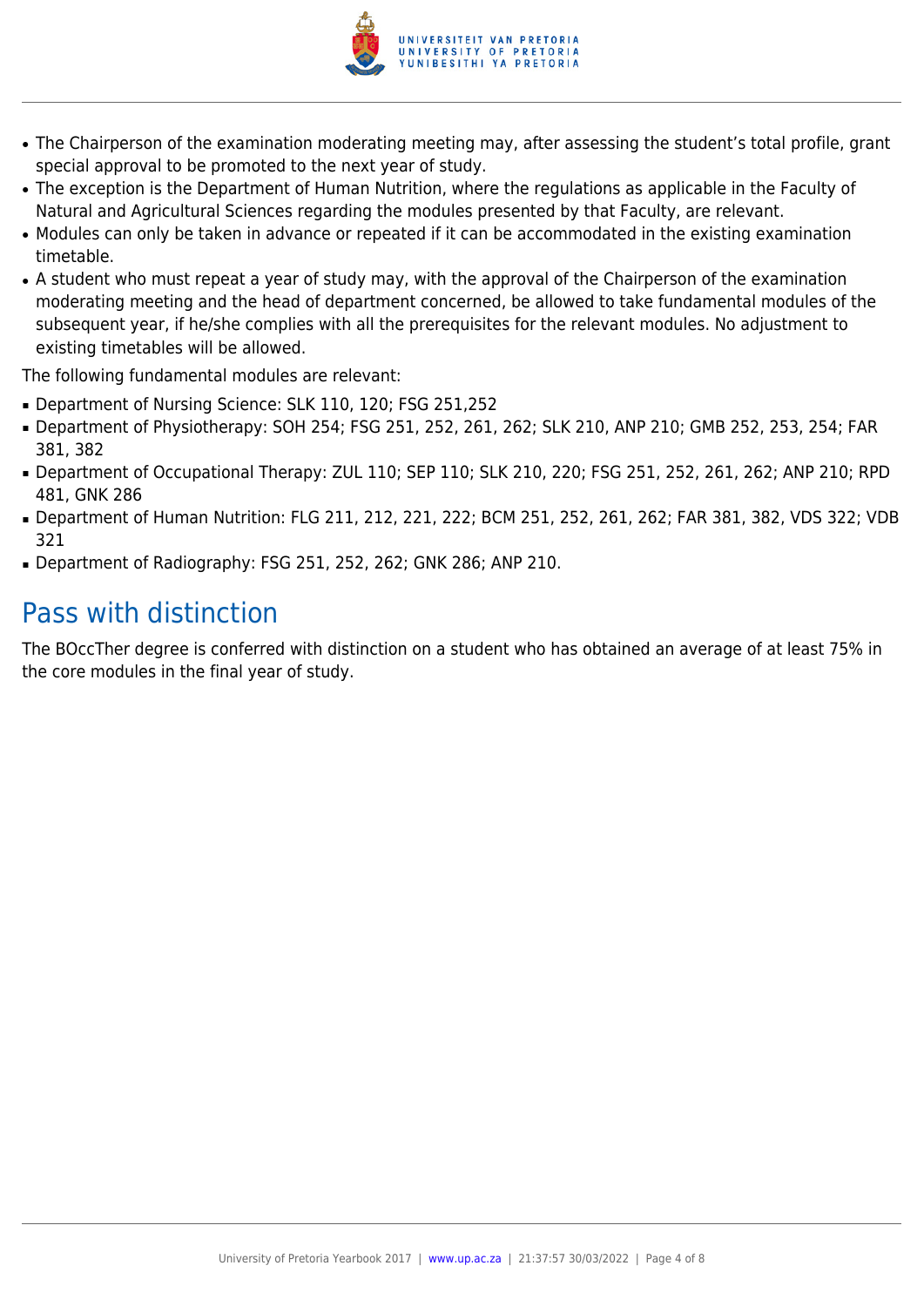- The Chairperson of the examination moderating meeting may, after assessing the student's total profile, grant special approval to be promoted to the next year of study.
- The exception is the Department of Human Nutrition, where the regulations as applicable in the Faculty of Natural and Agricultural Sciences regarding the modules presented by that Faculty, are relevant.
- Modules can only be taken in advance or repeated if it can be accommodated in the existing examination timetable.
- A student who must repeat a year of study may, with the approval of the Chairperson of the examination moderating meeting and the head of department concerned, be allowed to take fundamental modules of the subsequent year, if he/she complies with all the prerequisites for the relevant modules. No adjustment to existing timetables will be allowed.

The following fundamental modules are relevant:

- Department of Nursing Science: SLK 110, 120; FSG 251,252
- Department of Physiotherapy: SOH 254; FSG 251, 252, 261, 262; SLK 210, ANP 210; GMB 252, 253, 254; FAR 381, 382
- Department of Occupational Therapy: ZUL 110; SEP 110; SLK 210, 220; FSG 251, 252, 261, 262; ANP 210; RPD 481, GNK 286
- Department of Human Nutrition: FLG 211, 212, 221, 222; BCM 251, 252, 261, 262; FAR 381, 382, VDS 322; VDB 321
- Department of Radiography: FSG 251, 252, 262; GNK 286; ANP 210.

## Pass with distinction

The BOccTher degree is conferred with distinction on a student who has obtained an average of at least 75% in the core modules in the final year of study.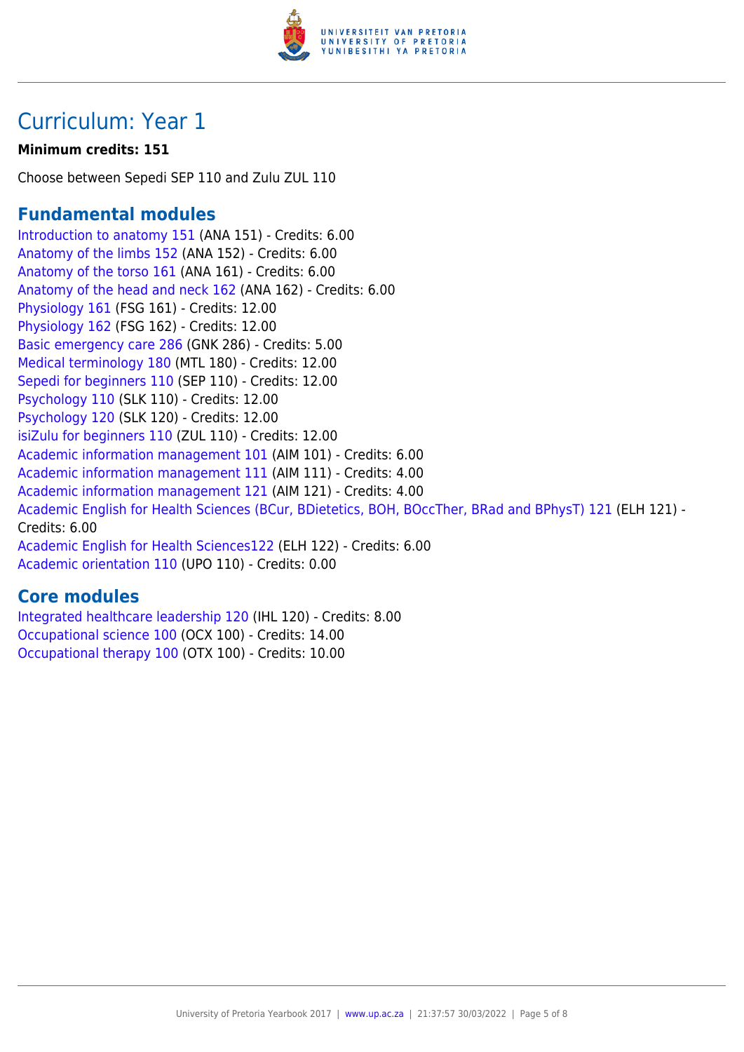# Curriculum: Year 1

**Minimum credits: 151**

Choose between Sepedi SEP 110 and Zulu ZUL 110

## Fundamental modules

Introduction to anatomy 151 (ANA 151) - Credits: 6.00
Anatomy of the limbs 152 (ANA 152) - Credits: 6.00
Anatomy of the torso 161 (ANA 161) - Credits: 6.00
Anatomy of the head and neck 162 (ANA 162) - Credits: 6.00
Physiology 161 (FSG 161) - Credits: 12.00
Physiology 162 (FSG 162) - Credits: 12.00
Basic emergency care 286 (GNK 286) - Credits: 5.00
Medical terminology 180 (MTL 180) - Credits: 12.00
Sepedi for beginners 110 (SEP 110) - Credits: 12.00
Psychology 110 (SLK 110) - Credits: 12.00
Psychology 120 (SLK 120) - Credits: 12.00
isiZulu for beginners 110 (ZUL 110) - Credits: 12.00
Academic information management 101 (AIM 101) - Credits: 6.00
Academic information management 111 (AIM 111) - Credits: 4.00
Academic information management 121 (AIM 121) - Credits: 4.00
Academic English for Health Sciences (BCur, BDietetics, BOH, BOccTher, BRad and BPhysT) 121 (ELH 121) - Credits: 6.00
Academic English for Health Sciences122 (ELH 122) - Credits: 6.00
Academic orientation 110 (UPO 110) - Credits: 0.00

## Core modules

Integrated healthcare leadership 120 (IHL 120) - Credits: 8.00
Occupational science 100 (OCX 100) - Credits: 14.00
Occupational therapy 100 (OTX 100) - Credits: 10.00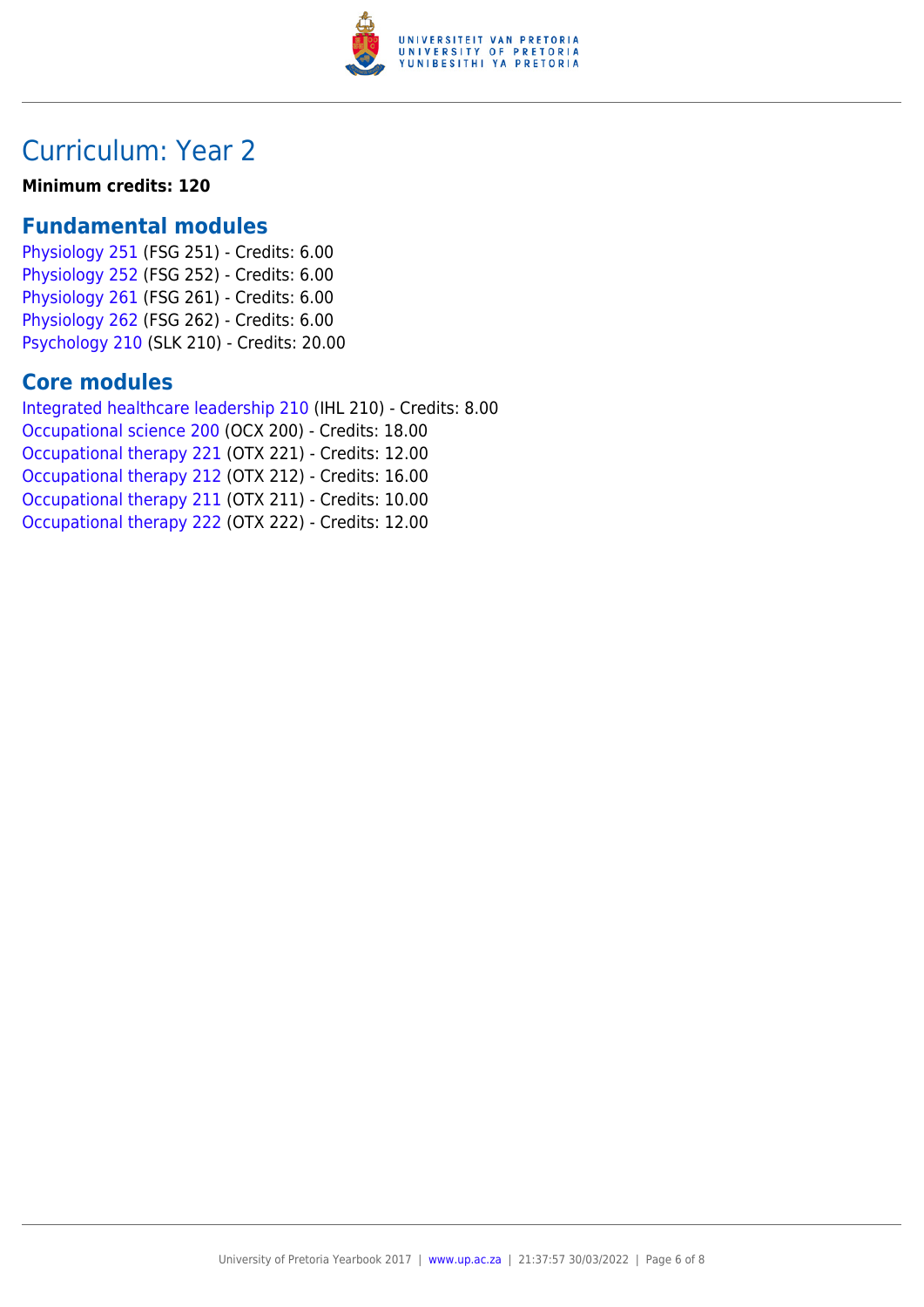# Curriculum: Year 2

**Minimum credits: 120**

## Fundamental modules

Physiology 251 (FSG 251) - Credits: 6.00
Physiology 252 (FSG 252) - Credits: 6.00
Physiology 261 (FSG 261) - Credits: 6.00
Physiology 262 (FSG 262) - Credits: 6.00
Psychology 210 (SLK 210) - Credits: 20.00

## Core modules

Integrated healthcare leadership 210 (IHL 210) - Credits: 8.00
Occupational science 200 (OCX 200) - Credits: 18.00
Occupational therapy 221 (OTX 221) - Credits: 12.00
Occupational therapy 212 (OTX 212) - Credits: 16.00
Occupational therapy 211 (OTX 211) - Credits: 10.00
Occupational therapy 222 (OTX 222) - Credits: 12.00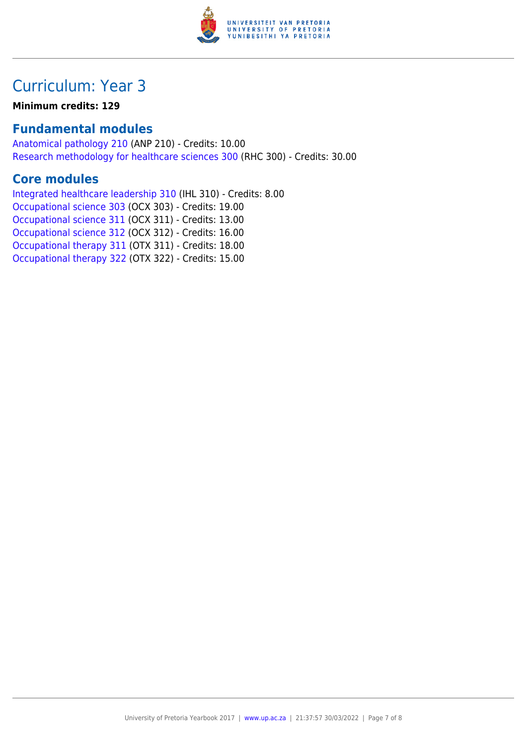# Curriculum: Year 3

**Minimum credits: 129**

## Fundamental modules

Anatomical pathology 210 (ANP 210) - Credits: 10.00
Research methodology for healthcare sciences 300 (RHC 300) - Credits: 30.00

## Core modules

Integrated healthcare leadership 310 (IHL 310) - Credits: 8.00
Occupational science 303 (OCX 303) - Credits: 19.00
Occupational science 311 (OCX 311) - Credits: 13.00
Occupational science 312 (OCX 312) - Credits: 16.00
Occupational therapy 311 (OTX 311) - Credits: 18.00
Occupational therapy 322 (OTX 322) - Credits: 15.00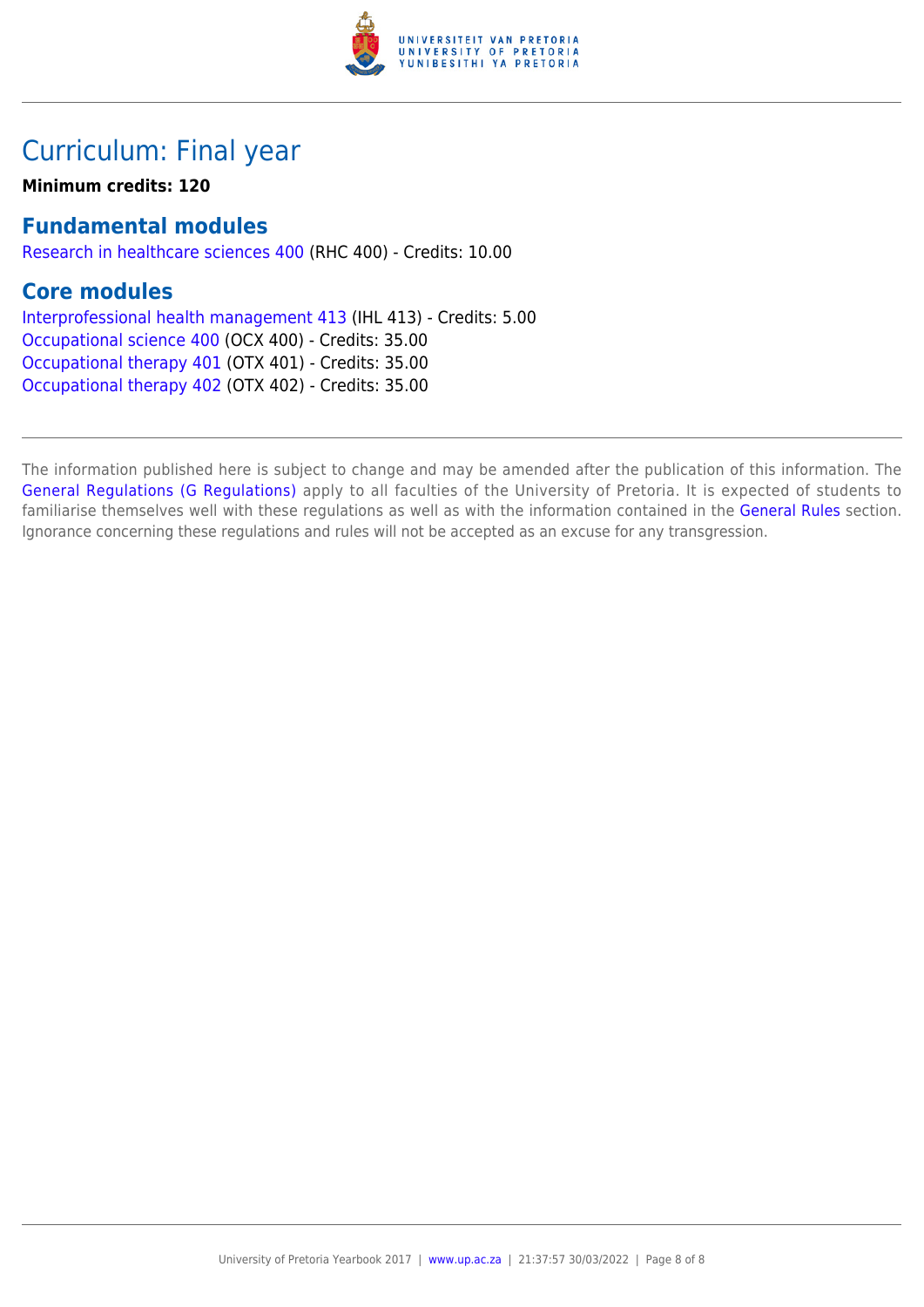# Curriculum: Final year

**Minimum credits: 120**

## Fundamental modules

Research in healthcare sciences 400 (RHC 400) - Credits: 10.00

## Core modules

Interprofessional health management 413 (IHL 413) - Credits: 5.00
Occupational science 400 (OCX 400) - Credits: 35.00
Occupational therapy 401 (OTX 401) - Credits: 35.00
Occupational therapy 402 (OTX 402) - Credits: 35.00

The information published here is subject to change and may be amended after the publication of this information. The General Regulations (G Regulations) apply to all faculties of the University of Pretoria. It is expected of students to familiarise themselves well with these regulations as well as with the information contained in the General Rules section. Ignorance concerning these regulations and rules will not be accepted as an excuse for any transgression.